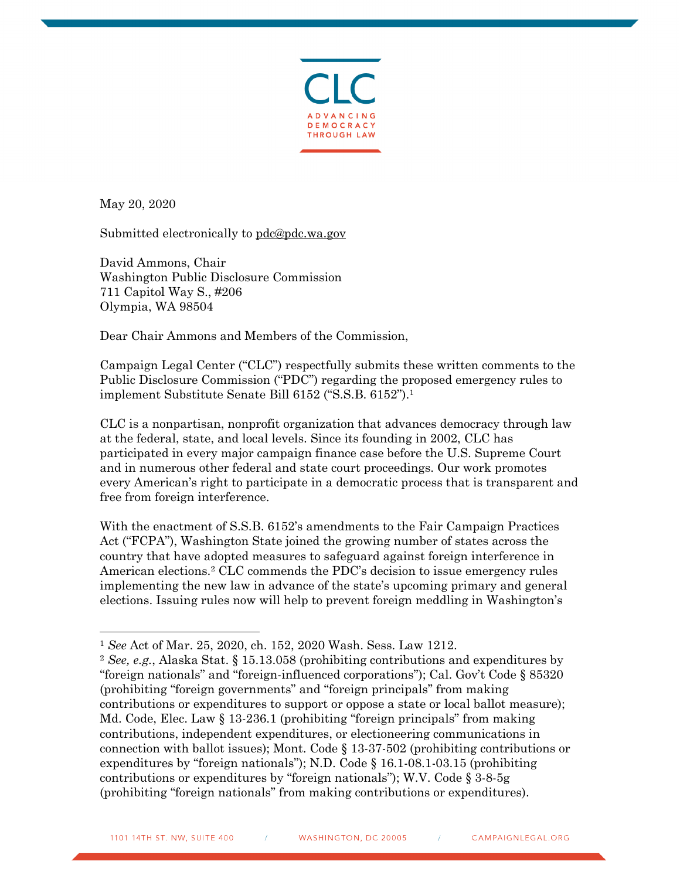CLC

ADVANCING DEMOCRACY THROUGH LAW

May 20, 2020

Submitted electronically to pdc@pdc.wa.gov

David Ammons, Chair
Washington Public Disclosure Commission
711 Capitol Way S., #206
Olympia, WA 98504

Dear Chair Ammons and Members of the Commission,

Campaign Legal Center ("CLC") respectfully submits these written comments to the Public Disclosure Commission ("PDC") regarding the proposed emergency rules to implement Substitute Senate Bill 6152 ("S.S.B. 6152").[1]

CLC is a nonpartisan, nonprofit organization that advances democracy through law at the federal, state, and local levels. Since its founding in 2002, CLC has participated in every major campaign finance case before the U.S. Supreme Court and in numerous other federal and state court proceedings. Our work promotes every American's right to participate in a democratic process that is transparent and free from foreign interference.

With the enactment of S.S.B. 6152's amendments to the Fair Campaign Practices Act ("FCPA"), Washington State joined the growing number of states across the country that have adopted measures to safeguard against foreign interference in American elections.[2] CLC commends the PDC's decision to issue emergency rules implementing the new law in advance of the state's upcoming primary and general elections. Issuing rules now will help to prevent foreign meddling in Washington's

---

[1] *See* Act of Mar. 25, 2020, ch. 152, 2020 Wash. Sess. Law 1212.

[2] *See, e.g.*, Alaska Stat. § 15.13.058 (prohibiting contributions and expenditures by "foreign nationals" and "foreign-influenced corporations"); Cal. Gov't Code § 85320 (prohibiting "foreign governments" and "foreign principals" from making contributions or expenditures to support or oppose a state or local ballot measure); Md. Code, Elec. Law § 13-236.1 (prohibiting "foreign principals" from making contributions, independent expenditures, or electioneering communications in connection with ballot issues); Mont. Code § 13-37-502 (prohibiting contributions or expenditures by "foreign nationals"); N.D. Code § 16.1-08.1-03.15 (prohibiting contributions or expenditures by "foreign nationals"); W.V. Code § 3-8-5g (prohibiting "foreign nationals" from making contributions or expenditures).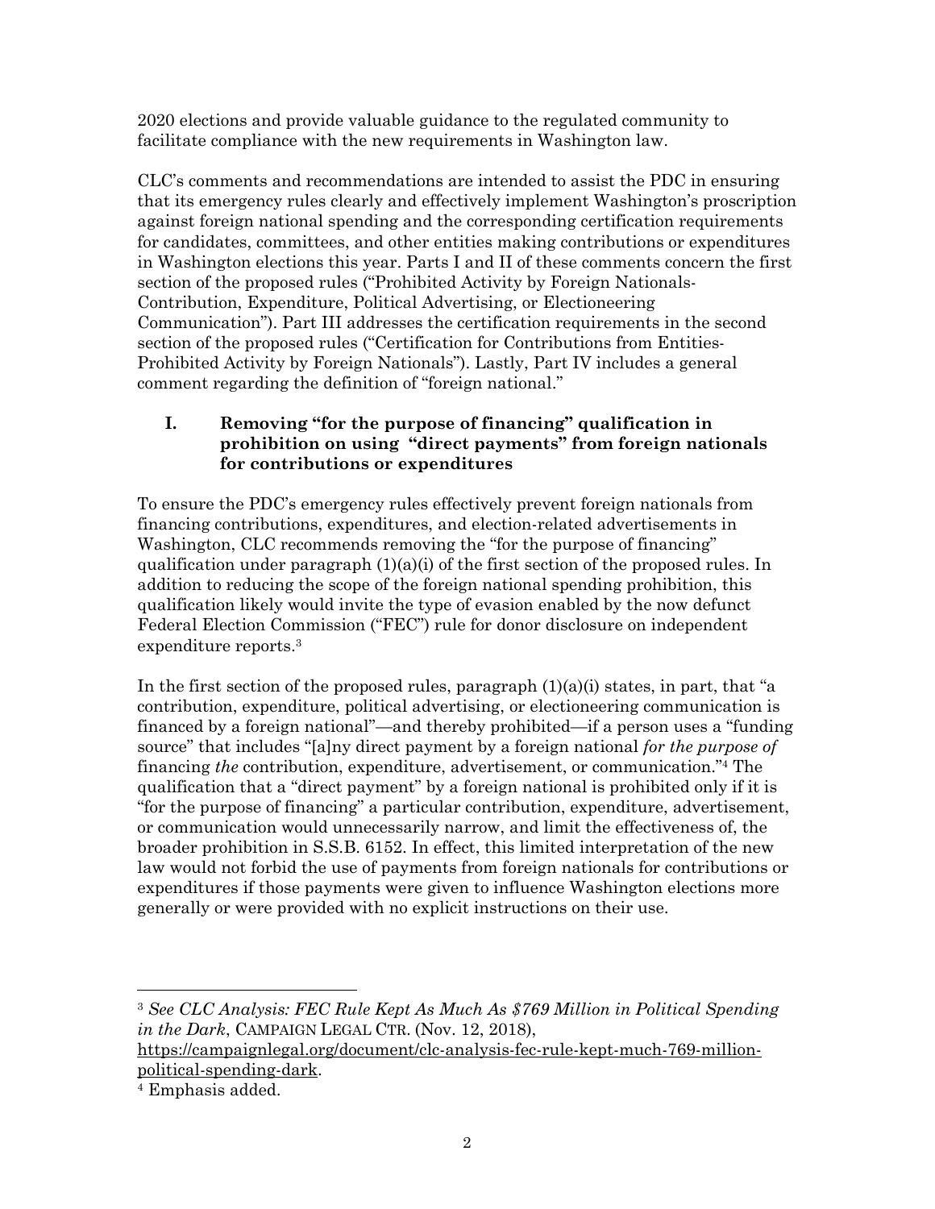2020 elections and provide valuable guidance to the regulated community to facilitate compliance with the new requirements in Washington law.

CLC's comments and recommendations are intended to assist the PDC in ensuring that its emergency rules clearly and effectively implement Washington's proscription against foreign national spending and the corresponding certification requirements for candidates, committees, and other entities making contributions or expenditures in Washington elections this year. Parts I and II of these comments concern the first section of the proposed rules ("Prohibited Activity by Foreign Nationals-Contribution, Expenditure, Political Advertising, or Electioneering Communication"). Part III addresses the certification requirements in the second section of the proposed rules ("Certification for Contributions from Entities-Prohibited Activity by Foreign Nationals"). Lastly, Part IV includes a general comment regarding the definition of "foreign national."

## I. Removing "for the purpose of financing" qualification in prohibition on using "direct payments" from foreign nationals for contributions or expenditures

To ensure the PDC's emergency rules effectively prevent foreign nationals from financing contributions, expenditures, and election-related advertisements in Washington, CLC recommends removing the "for the purpose of financing" qualification under paragraph (1)(a)(i) of the first section of the proposed rules. In addition to reducing the scope of the foreign national spending prohibition, this qualification likely would invite the type of evasion enabled by the now defunct Federal Election Commission ("FEC") rule for donor disclosure on independent expenditure reports.[3]

In the first section of the proposed rules, paragraph (1)(a)(i) states, in part, that "a contribution, expenditure, political advertising, or electioneering communication is financed by a foreign national"—and thereby prohibited—if a person uses a "funding source" that includes "[a]ny direct payment by a foreign national *for the purpose of* financing *the* contribution, expenditure, advertisement, or communication."[4] The qualification that a "direct payment" by a foreign national is prohibited only if it is "for the purpose of financing" a particular contribution, expenditure, advertisement, or communication would unnecessarily narrow, and limit the effectiveness of, the broader prohibition in S.S.B. 6152. In effect, this limited interpretation of the new law would not forbid the use of payments from foreign nationals for contributions or expenditures if those payments were given to influence Washington elections more generally or were provided with no explicit instructions on their use.

---

[3] *See CLC Analysis: FEC Rule Kept As Much As $769 Million in Political Spending in the Dark*, CAMPAIGN LEGAL CTR. (Nov. 12, 2018), https://campaignlegal.org/document/clc-analysis-fec-rule-kept-much-769-million-political-spending-dark.

[4] Emphasis added.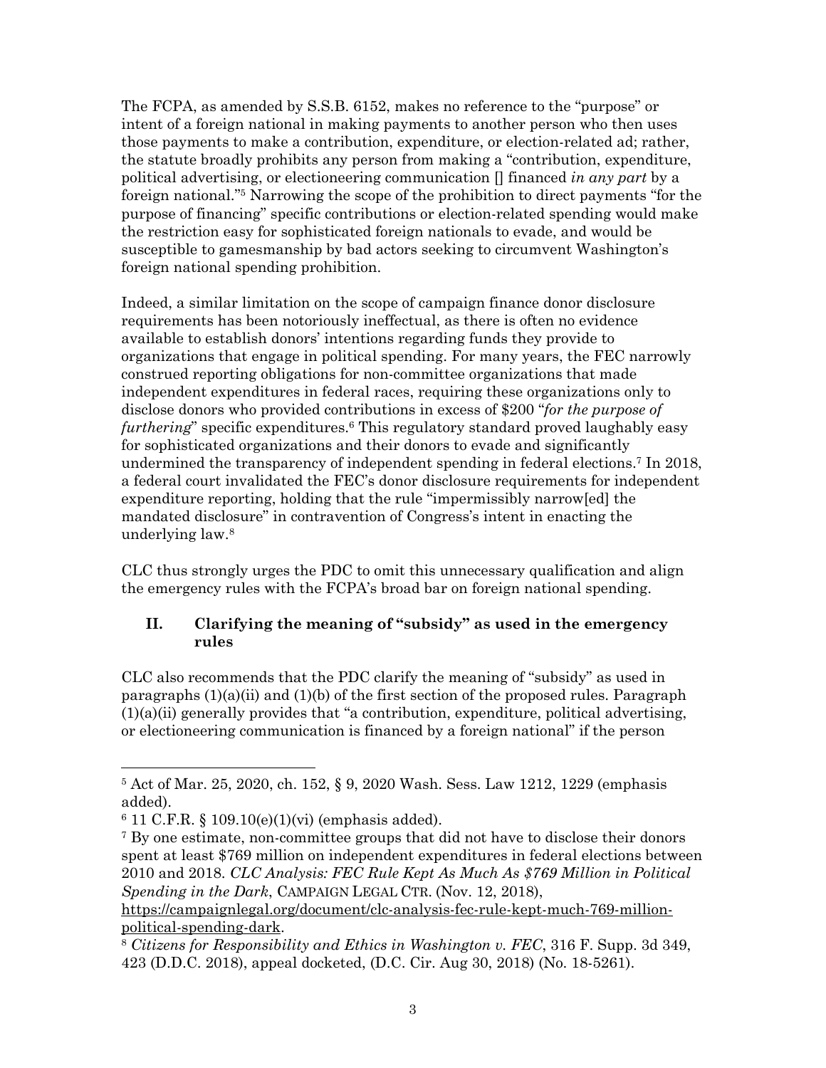The FCPA, as amended by S.S.B. 6152, makes no reference to the "purpose" or intent of a foreign national in making payments to another person who then uses those payments to make a contribution, expenditure, or election-related ad; rather, the statute broadly prohibits any person from making a "contribution, expenditure, political advertising, or electioneering communication [] financed *in any part* by a foreign national."[5] Narrowing the scope of the prohibition to direct payments "for the purpose of financing" specific contributions or election-related spending would make the restriction easy for sophisticated foreign nationals to evade, and would be susceptible to gamesmanship by bad actors seeking to circumvent Washington's foreign national spending prohibition.

Indeed, a similar limitation on the scope of campaign finance donor disclosure requirements has been notoriously ineffectual, as there is often no evidence available to establish donors' intentions regarding funds they provide to organizations that engage in political spending. For many years, the FEC narrowly construed reporting obligations for non-committee organizations that made independent expenditures in federal races, requiring these organizations only to disclose donors who provided contributions in excess of $200 "*for the purpose of furthering*" specific expenditures.[6] This regulatory standard proved laughably easy for sophisticated organizations and their donors to evade and significantly undermined the transparency of independent spending in federal elections.[7] In 2018, a federal court invalidated the FEC's donor disclosure requirements for independent expenditure reporting, holding that the rule "impermissibly narrow[ed] the mandated disclosure" in contravention of Congress's intent in enacting the underlying law.[8]

CLC thus strongly urges the PDC to omit this unnecessary qualification and align the emergency rules with the FCPA's broad bar on foreign national spending.

## II. Clarifying the meaning of "subsidy" as used in the emergency rules

CLC also recommends that the PDC clarify the meaning of "subsidy" as used in paragraphs (1)(a)(ii) and (1)(b) of the first section of the proposed rules. Paragraph (1)(a)(ii) generally provides that "a contribution, expenditure, political advertising, or electioneering communication is financed by a foreign national" if the person

---

[5] Act of Mar. 25, 2020, ch. 152, § 9, 2020 Wash. Sess. Law 1212, 1229 (emphasis added).

[6] 11 C.F.R. § 109.10(e)(1)(vi) (emphasis added).

[7] By one estimate, non-committee groups that did not have to disclose their donors spent at least $769 million on independent expenditures in federal elections between 2010 and 2018. *CLC Analysis: FEC Rule Kept As Much As $769 Million in Political Spending in the Dark*, CAMPAIGN LEGAL CTR. (Nov. 12, 2018), https://campaignlegal.org/document/clc-analysis-fec-rule-kept-much-769-million-political-spending-dark.

[8] *Citizens for Responsibility and Ethics in Washington v. FEC*, 316 F. Supp. 3d 349, 423 (D.D.C. 2018), appeal docketed, (D.C. Cir. Aug 30, 2018) (No. 18-5261).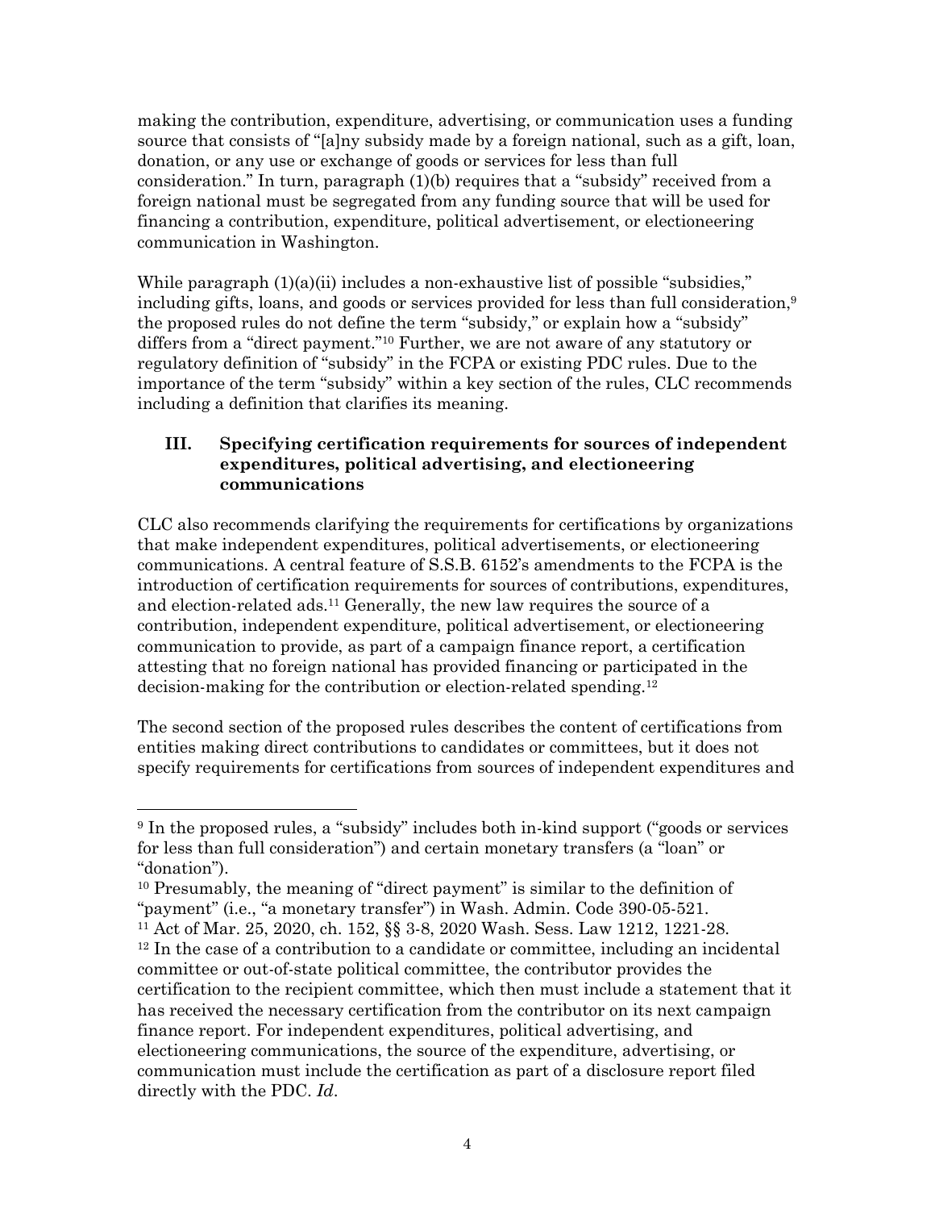making the contribution, expenditure, advertising, or communication uses a funding source that consists of "[a]ny subsidy made by a foreign national, such as a gift, loan, donation, or any use or exchange of goods or services for less than full consideration." In turn, paragraph (1)(b) requires that a "subsidy" received from a foreign national must be segregated from any funding source that will be used for financing a contribution, expenditure, political advertisement, or electioneering communication in Washington.

While paragraph (1)(a)(ii) includes a non-exhaustive list of possible "subsidies," including gifts, loans, and goods or services provided for less than full consideration,[9] the proposed rules do not define the term "subsidy," or explain how a "subsidy" differs from a "direct payment."[10] Further, we are not aware of any statutory or regulatory definition of "subsidy" in the FCPA or existing PDC rules. Due to the importance of the term "subsidy" within a key section of the rules, CLC recommends including a definition that clarifies its meaning.

## III. Specifying certification requirements for sources of independent expenditures, political advertising, and electioneering communications

CLC also recommends clarifying the requirements for certifications by organizations that make independent expenditures, political advertisements, or electioneering communications. A central feature of S.S.B. 6152's amendments to the FCPA is the introduction of certification requirements for sources of contributions, expenditures, and election-related ads.[11] Generally, the new law requires the source of a contribution, independent expenditure, political advertisement, or electioneering communication to provide, as part of a campaign finance report, a certification attesting that no foreign national has provided financing or participated in the decision-making for the contribution or election-related spending.[12]

The second section of the proposed rules describes the content of certifications from entities making direct contributions to candidates or committees, but it does not specify requirements for certifications from sources of independent expenditures and

---

[9] In the proposed rules, a "subsidy" includes both in-kind support ("goods or services for less than full consideration") and certain monetary transfers (a "loan" or "donation").

[10] Presumably, the meaning of "direct payment" is similar to the definition of "payment" (i.e., "a monetary transfer") in Wash. Admin. Code 390-05-521.

[11] Act of Mar. 25, 2020, ch. 152, §§ 3-8, 2020 Wash. Sess. Law 1212, 1221-28.

[12] In the case of a contribution to a candidate or committee, including an incidental committee or out-of-state political committee, the contributor provides the certification to the recipient committee, which then must include a statement that it has received the necessary certification from the contributor on its next campaign finance report. For independent expenditures, political advertising, and electioneering communications, the source of the expenditure, advertising, or communication must include the certification as part of a disclosure report filed directly with the PDC. *Id*.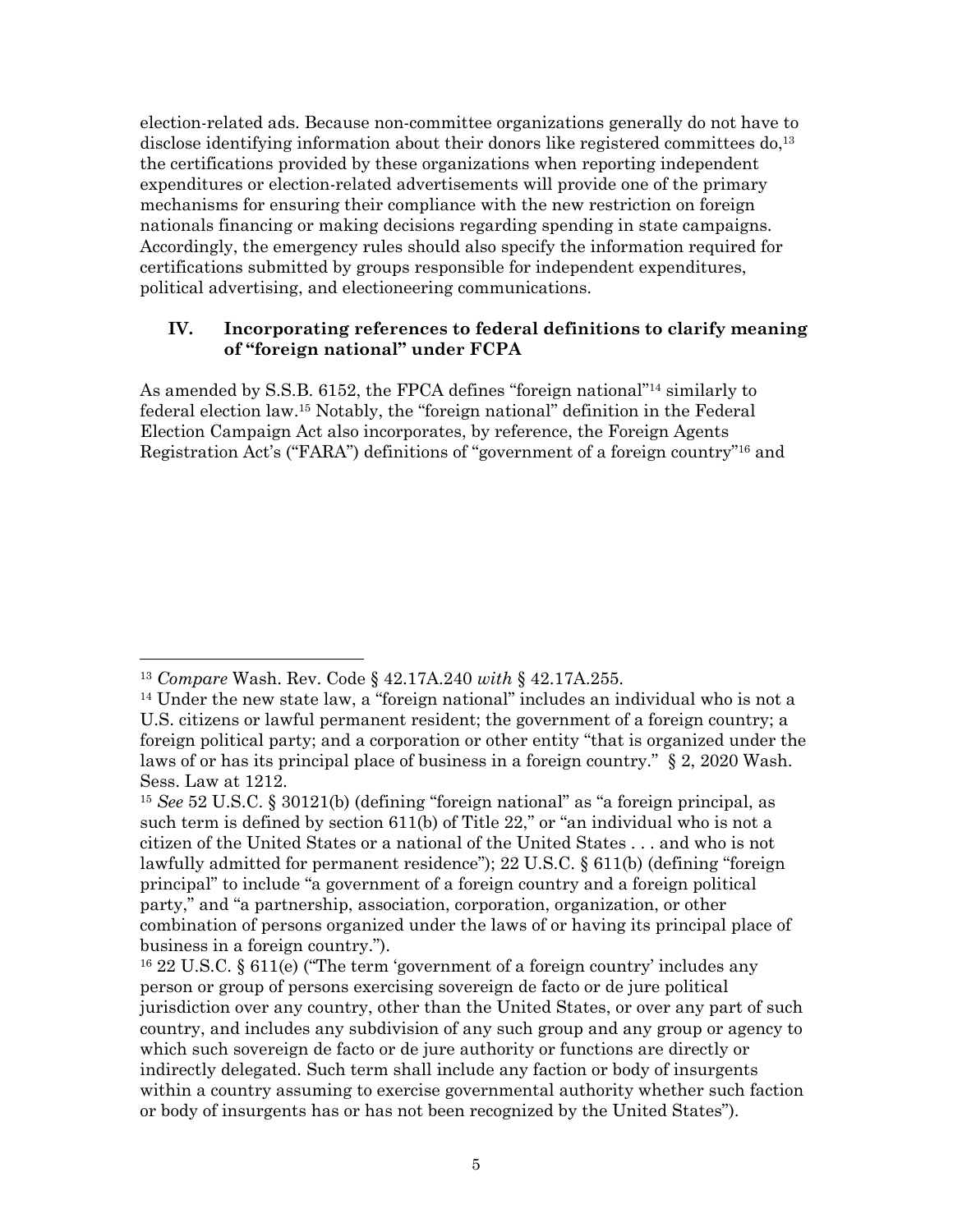election-related ads. Because non-committee organizations generally do not have to disclose identifying information about their donors like registered committees do,[13] the certifications provided by these organizations when reporting independent expenditures or election-related advertisements will provide one of the primary mechanisms for ensuring their compliance with the new restriction on foreign nationals financing or making decisions regarding spending in state campaigns. Accordingly, the emergency rules should also specify the information required for certifications submitted by groups responsible for independent expenditures, political advertising, and electioneering communications.

## IV. Incorporating references to federal definitions to clarify meaning of "foreign national" under FCPA

As amended by S.S.B. 6152, the FPCA defines "foreign national"[14] similarly to federal election law.[15] Notably, the "foreign national" definition in the Federal Election Campaign Act also incorporates, by reference, the Foreign Agents Registration Act's ("FARA") definitions of "government of a foreign country"[16] and

---

[13] *Compare* Wash. Rev. Code § 42.17A.240 *with* § 42.17A.255.

[14] Under the new state law, a "foreign national" includes an individual who is not a U.S. citizens or lawful permanent resident; the government of a foreign country; a foreign political party; and a corporation or other entity "that is organized under the laws of or has its principal place of business in a foreign country." § 2, 2020 Wash. Sess. Law at 1212.

[15] *See* 52 U.S.C. § 30121(b) (defining "foreign national" as "a foreign principal, as such term is defined by section 611(b) of Title 22," or "an individual who is not a citizen of the United States or a national of the United States . . . and who is not lawfully admitted for permanent residence"); 22 U.S.C. § 611(b) (defining "foreign principal" to include "a government of a foreign country and a foreign political party," and "a partnership, association, corporation, organization, or other combination of persons organized under the laws of or having its principal place of business in a foreign country.").

[16] 22 U.S.C. § 611(e) ("The term 'government of a foreign country' includes any person or group of persons exercising sovereign de facto or de jure political jurisdiction over any country, other than the United States, or over any part of such country, and includes any subdivision of any such group and any group or agency to which such sovereign de facto or de jure authority or functions are directly or indirectly delegated. Such term shall include any faction or body of insurgents within a country assuming to exercise governmental authority whether such faction or body of insurgents has or has not been recognized by the United States").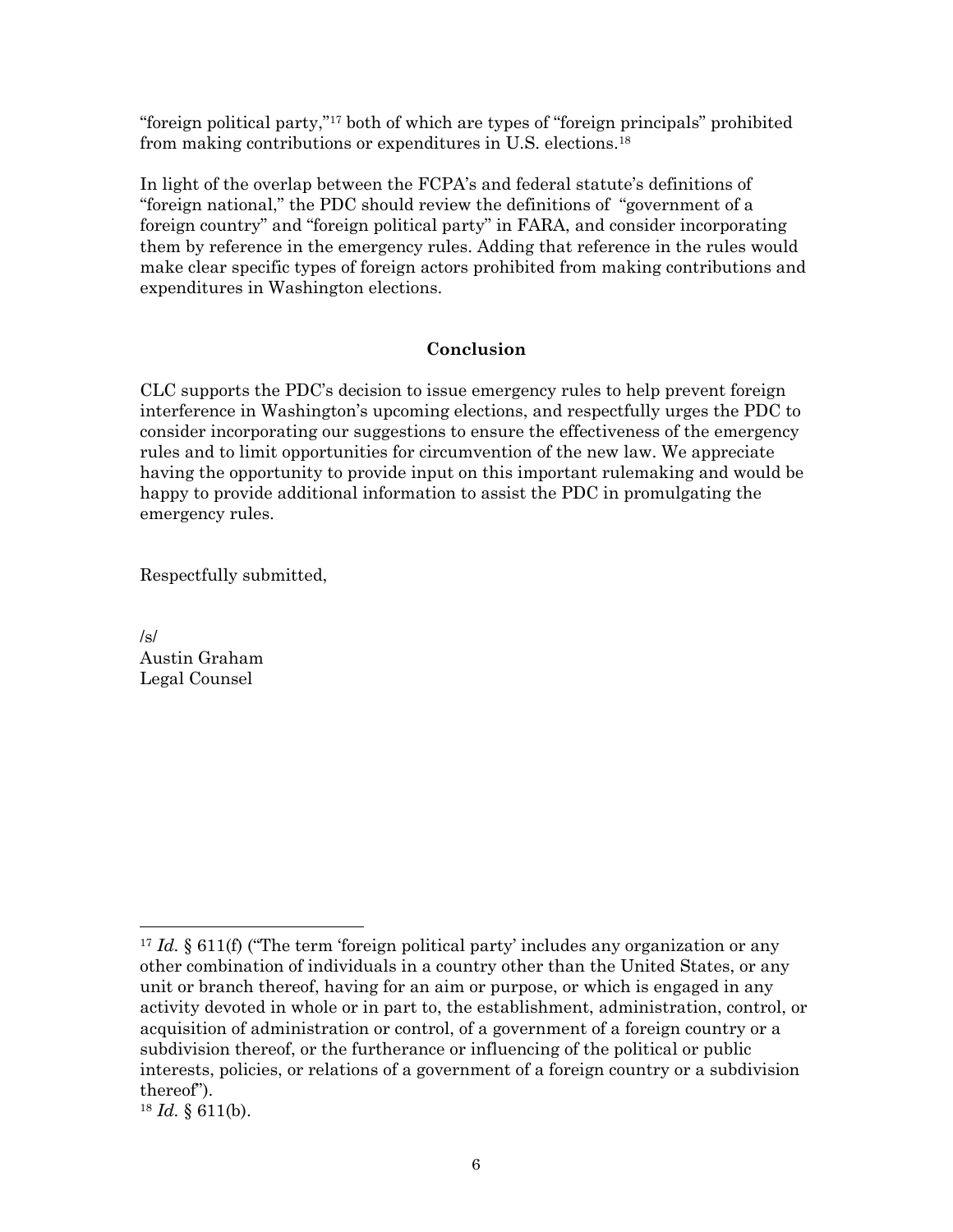"foreign political party,"[17] both of which are types of "foreign principals" prohibited from making contributions or expenditures in U.S. elections.[18]

In light of the overlap between the FCPA's and federal statute's definitions of "foreign national," the PDC should review the definitions of "government of a foreign country" and "foreign political party" in FARA, and consider incorporating them by reference in the emergency rules. Adding that reference in the rules would make clear specific types of foreign actors prohibited from making contributions and expenditures in Washington elections.

## Conclusion

CLC supports the PDC's decision to issue emergency rules to help prevent foreign interference in Washington's upcoming elections, and respectfully urges the PDC to consider incorporating our suggestions to ensure the effectiveness of the emergency rules and to limit opportunities for circumvention of the new law. We appreciate having the opportunity to provide input on this important rulemaking and would be happy to provide additional information to assist the PDC in promulgating the emergency rules.

Respectfully submitted,

/s/
Austin Graham
Legal Counsel

---

[17] *Id.* § 611(f) ("The term 'foreign political party' includes any organization or any other combination of individuals in a country other than the United States, or any unit or branch thereof, having for an aim or purpose, or which is engaged in any activity devoted in whole or in part to, the establishment, administration, control, or acquisition of administration or control, of a government of a foreign country or a subdivision thereof, or the furtherance or influencing of the political or public interests, policies, or relations of a government of a foreign country or a subdivision thereof").

[18] *Id.* § 611(b).